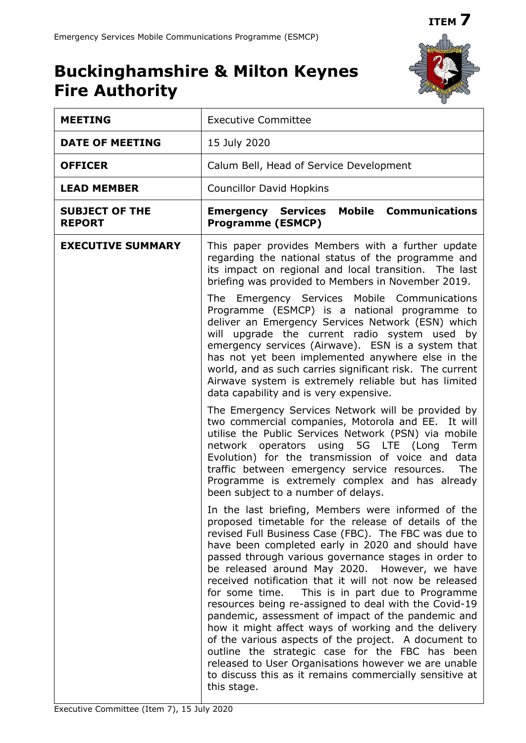**ITEM 7**

# Buckinghamshire & Milton Keynes Fire Authority

| | |
|---|---|
| **MEETING** | Executive Committee |
| **DATE OF MEETING** | 15 July 2020 |
| **OFFICER** | Calum Bell, Head of Service Development |
| **LEAD MEMBER** | Councillor David Hopkins |
| **SUBJECT OF THE REPORT** | **Emergency Services Mobile Communications Programme (ESMCP)** |
| **EXECUTIVE SUMMARY** | This paper provides Members with a further update regarding the national status of the programme and its impact on regional and local transition. The last briefing was provided to Members in November 2019.<br><br>The Emergency Services Mobile Communications Programme (ESMCP) is a national programme to deliver an Emergency Services Network (ESN) which will upgrade the current radio system used by emergency services (Airwave). ESN is a system that has not yet been implemented anywhere else in the world, and as such carries significant risk. The current Airwave system is extremely reliable but has limited data capability and is very expensive.<br><br>The Emergency Services Network will be provided by two commercial companies, Motorola and EE. It will utilise the Public Services Network (PSN) via mobile network operators using 5G LTE (Long Term Evolution) for the transmission of voice and data traffic between emergency service resources. The Programme is extremely complex and has already been subject to a number of delays.<br><br>In the last briefing, Members were informed of the proposed timetable for the release of details of the revised Full Business Case (FBC). The FBC was due to have been completed early in 2020 and should have passed through various governance stages in order to be released around May 2020. However, we have received notification that it will not now be released for some time. This is in part due to Programme resources being re-assigned to deal with the Covid-19 pandemic, assessment of impact of the pandemic and how it might affect ways of working and the delivery of the various aspects of the project. A document to outline the strategic case for the FBC has been released to User Organisations however we are unable to discuss this as it remains commercially sensitive at this stage. |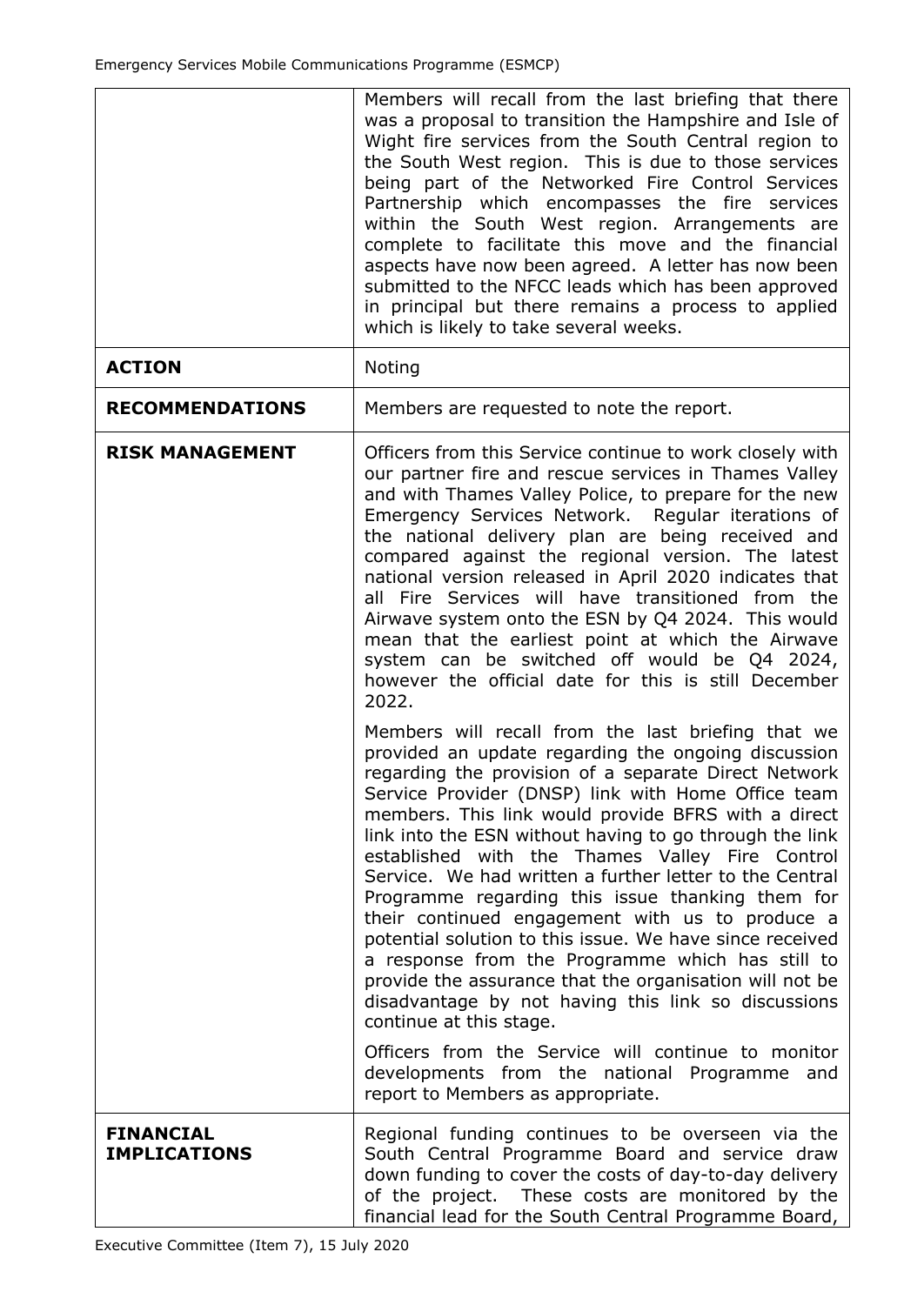| | |
|---|---|
| | Members will recall from the last briefing that there was a proposal to transition the Hampshire and Isle of Wight fire services from the South Central region to the South West region. This is due to those services being part of the Networked Fire Control Services Partnership which encompasses the fire services within the South West region. Arrangements are complete to facilitate this move and the financial aspects have now been agreed. A letter has now been submitted to the NFCC leads which has been approved in principal but there remains a process to applied which is likely to take several weeks. |
| **ACTION** | Noting |
| **RECOMMENDATIONS** | Members are requested to note the report. |
| **RISK MANAGEMENT** | Officers from this Service continue to work closely with our partner fire and rescue services in Thames Valley and with Thames Valley Police, to prepare for the new Emergency Services Network. Regular iterations of the national delivery plan are being received and compared against the regional version. The latest national version released in April 2020 indicates that all Fire Services will have transitioned from the Airwave system onto the ESN by Q4 2024. This would mean that the earliest point at which the Airwave system can be switched off would be Q4 2024, however the official date for this is still December 2022.<br><br>Members will recall from the last briefing that we provided an update regarding the ongoing discussion regarding the provision of a separate Direct Network Service Provider (DNSP) link with Home Office team members. This link would provide BFRS with a direct link into the ESN without having to go through the link established with the Thames Valley Fire Control Service. We had written a further letter to the Central Programme regarding this issue thanking them for their continued engagement with us to produce a potential solution to this issue. We have since received a response from the Programme which has still to provide the assurance that the organisation will not be disadvantage by not having this link so discussions continue at this stage.<br><br>Officers from the Service will continue to monitor developments from the national Programme and report to Members as appropriate. |
| **FINANCIAL IMPLICATIONS** | Regional funding continues to be overseen via the South Central Programme Board and service draw down funding to cover the costs of day-to-day delivery of the project. These costs are monitored by the financial lead for the South Central Programme Board, |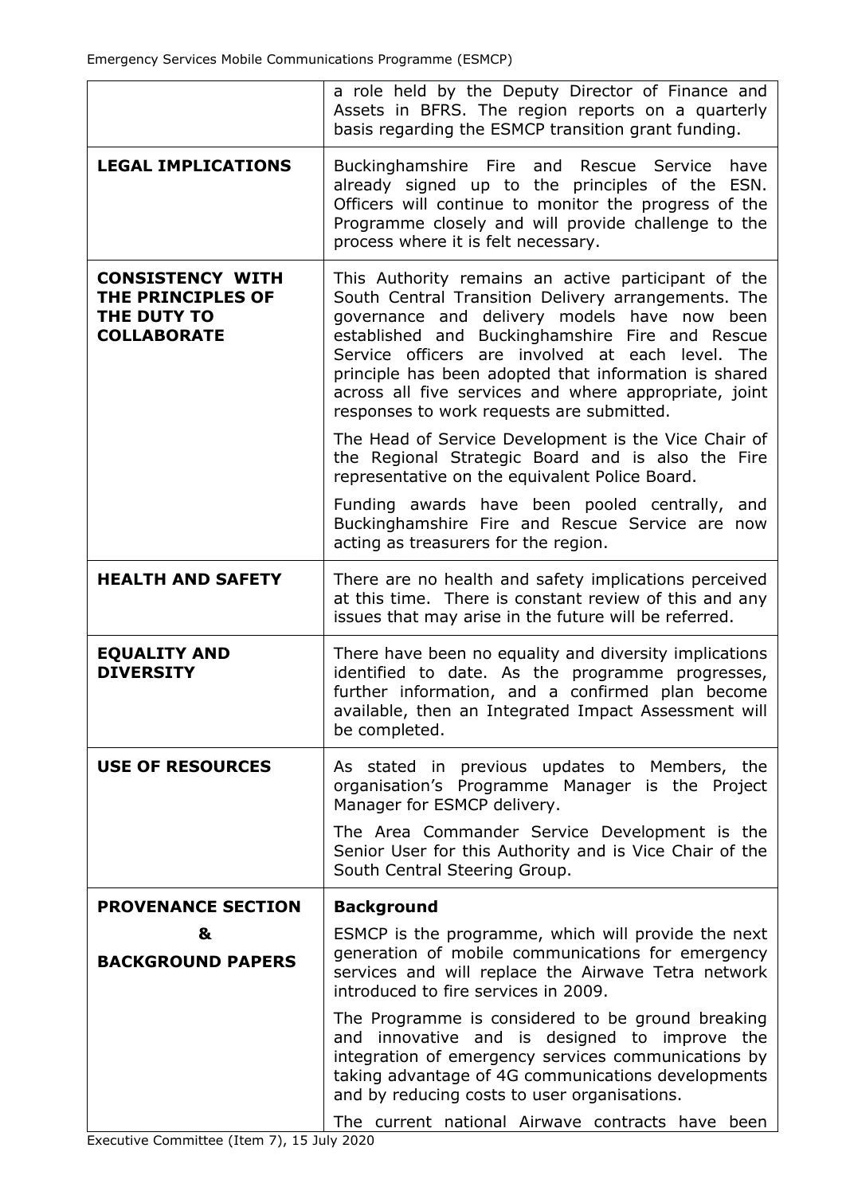| | |
|---|---|
| | a role held by the Deputy Director of Finance and Assets in BFRS. The region reports on a quarterly basis regarding the ESMCP transition grant funding. |
| **LEGAL IMPLICATIONS** | Buckinghamshire Fire and Rescue Service have already signed up to the principles of the ESN. Officers will continue to monitor the progress of the Programme closely and will provide challenge to the process where it is felt necessary. |
| **CONSISTENCY WITH THE PRINCIPLES OF THE DUTY TO COLLABORATE** | This Authority remains an active participant of the South Central Transition Delivery arrangements. The governance and delivery models have now been established and Buckinghamshire Fire and Rescue Service officers are involved at each level. The principle has been adopted that information is shared across all five services and where appropriate, joint responses to work requests are submitted.<br><br>The Head of Service Development is the Vice Chair of the Regional Strategic Board and is also the Fire representative on the equivalent Police Board.<br><br>Funding awards have been pooled centrally, and Buckinghamshire Fire and Rescue Service are now acting as treasurers for the region. |
| **HEALTH AND SAFETY** | There are no health and safety implications perceived at this time. There is constant review of this and any issues that may arise in the future will be referred. |
| **EQUALITY AND DIVERSITY** | There have been no equality and diversity implications identified to date. As the programme progresses, further information, and a confirmed plan become available, then an Integrated Impact Assessment will be completed. |
| **USE OF RESOURCES** | As stated in previous updates to Members, the organisation's Programme Manager is the Project Manager for ESMCP delivery.<br><br>The Area Commander Service Development is the Senior User for this Authority and is Vice Chair of the South Central Steering Group. |
| **PROVENANCE SECTION**<br>**&**<br>**BACKGROUND PAPERS** | **Background**<br><br>ESMCP is the programme, which will provide the next generation of mobile communications for emergency services and will replace the Airwave Tetra network introduced to fire services in 2009.<br><br>The Programme is considered to be ground breaking and innovative and is designed to improve the integration of emergency services communications by taking advantage of 4G communications developments and by reducing costs to user organisations.<br><br>The current national Airwave contracts have been |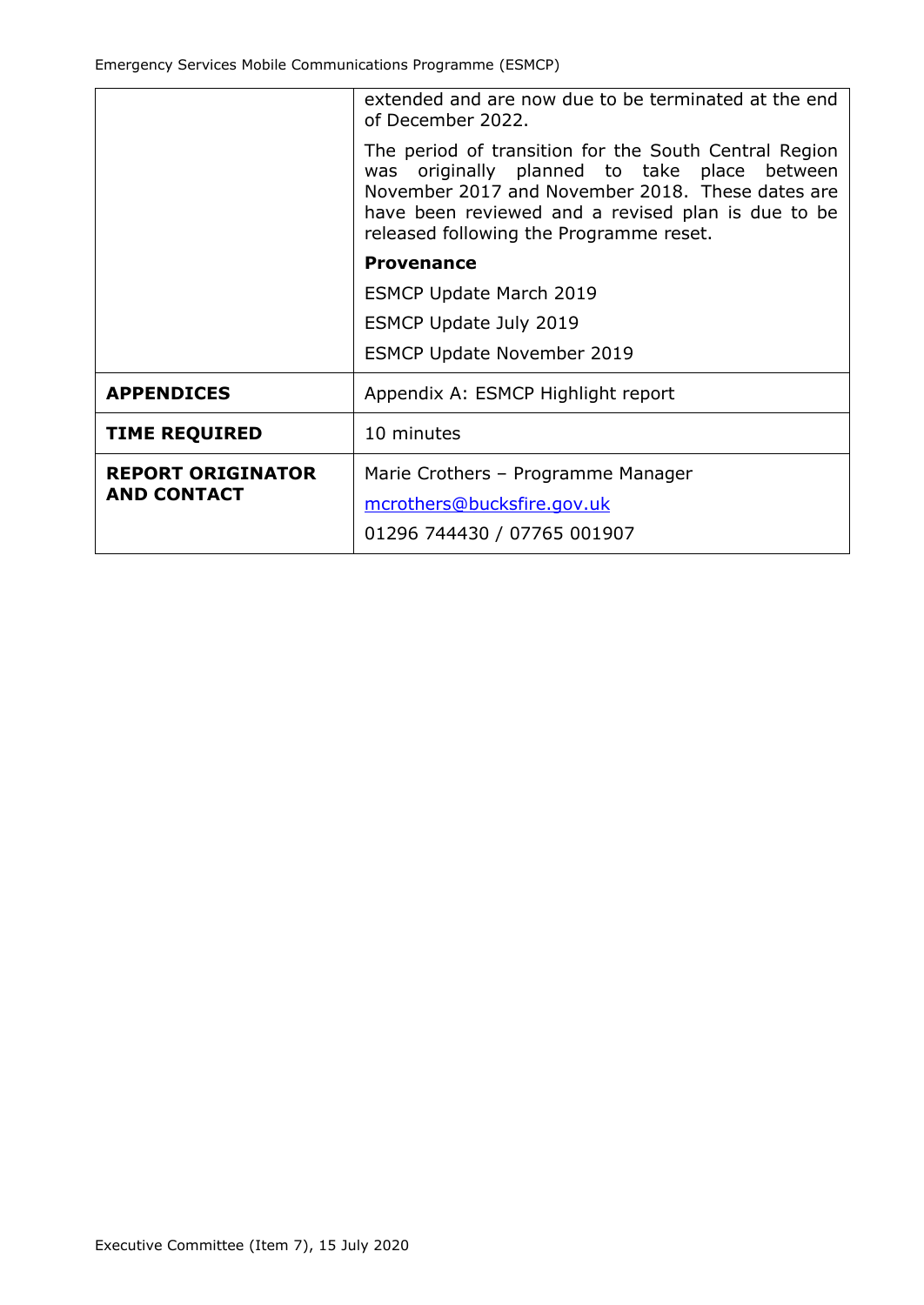| | |
|---|---|
| | extended and are now due to be terminated at the end of December 2022.<br><br>The period of transition for the South Central Region was originally planned to take place between November 2017 and November 2018. These dates are have been reviewed and a revised plan is due to be released following the Programme reset.<br><br>**Provenance**<br><br>ESMCP Update March 2019<br><br>ESMCP Update July 2019<br><br>ESMCP Update November 2019 |
| **APPENDICES** | Appendix A: ESMCP Highlight report |
| **TIME REQUIRED** | 10 minutes |
| **REPORT ORIGINATOR AND CONTACT** | Marie Crothers – Programme Manager<br><br>mcrothers@bucksfire.gov.uk<br><br>01296 744430 / 07765 001907 |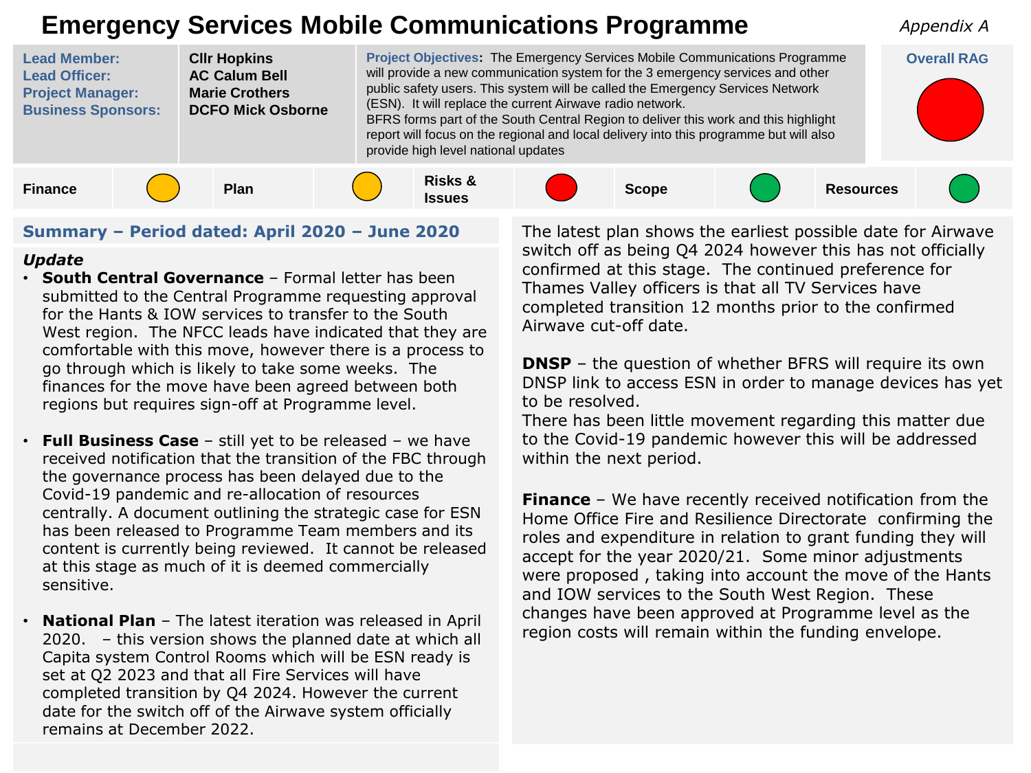# Emergency Services Mobile Communications Programme

*Appendix A*

| | | | |
|---|---|---|---|
| **Lead Member:**<br>**Lead Officer:**<br>**Project Manager:**<br>**Business Sponsors:** | **Cllr Hopkins**<br>**AC Calum Bell**<br>**Marie Crothers**<br>**DCFO Mick Osborne** | **Project Objectives:** The Emergency Services Mobile Communications Programme will provide a new communication system for the 3 emergency services and other public safety users. This system will be called the Emergency Services Network (ESN). It will replace the current Airwave radio network.<br>BFRS forms part of the South Central Region to deliver this work and this highlight report will focus on the regional and local delivery into this programme but will also provide high level national updates | **Overall RAG**<br>Red |

| Finance | Plan | Risks & Issues | Scope | Resources |
|---|---|---|---|---|
| Amber | Amber | Red | Green | Green |

## Summary – Period dated: April 2020 – June 2020

***Update***

- **South Central Governance** – Formal letter has been submitted to the Central Programme requesting approval for the Hants & IOW services to transfer to the South West region. The NFCC leads have indicated that they are comfortable with this move, however there is a process to go through which is likely to take some weeks. The finances for the move have been agreed between both regions but requires sign-off at Programme level.

- **Full Business Case** – still yet to be released – we have received notification that the transition of the FBC through the governance process has been delayed due to the Covid-19 pandemic and re-allocation of resources centrally. A document outlining the strategic case for ESN has been released to Programme Team members and its content is currently being reviewed. It cannot be released at this stage as much of it is deemed commercially sensitive.

- **National Plan** – The latest iteration was released in April 2020. – this version shows the planned date at which all Capita system Control Rooms which will be ESN ready is set at Q2 2023 and that all Fire Services will have completed transition by Q4 2024. However the current date for the switch off of the Airwave system officially remains at December 2022.

The latest plan shows the earliest possible date for Airwave switch off as being Q4 2024 however this has not officially confirmed at this stage. The continued preference for Thames Valley officers is that all TV Services have completed transition 12 months prior to the confirmed Airwave cut-off date.

**DNSP** – the question of whether BFRS will require its own DNSP link to access ESN in order to manage devices has yet to be resolved.
There has been little movement regarding this matter due to the Covid-19 pandemic however this will be addressed within the next period.

**Finance** – We have recently received notification from the Home Office Fire and Resilience Directorate confirming the roles and expenditure in relation to grant funding they will accept for the year 2020/21. Some minor adjustments were proposed , taking into account the move of the Hants and IOW services to the South West Region. These changes have been approved at Programme level as the region costs will remain within the funding envelope.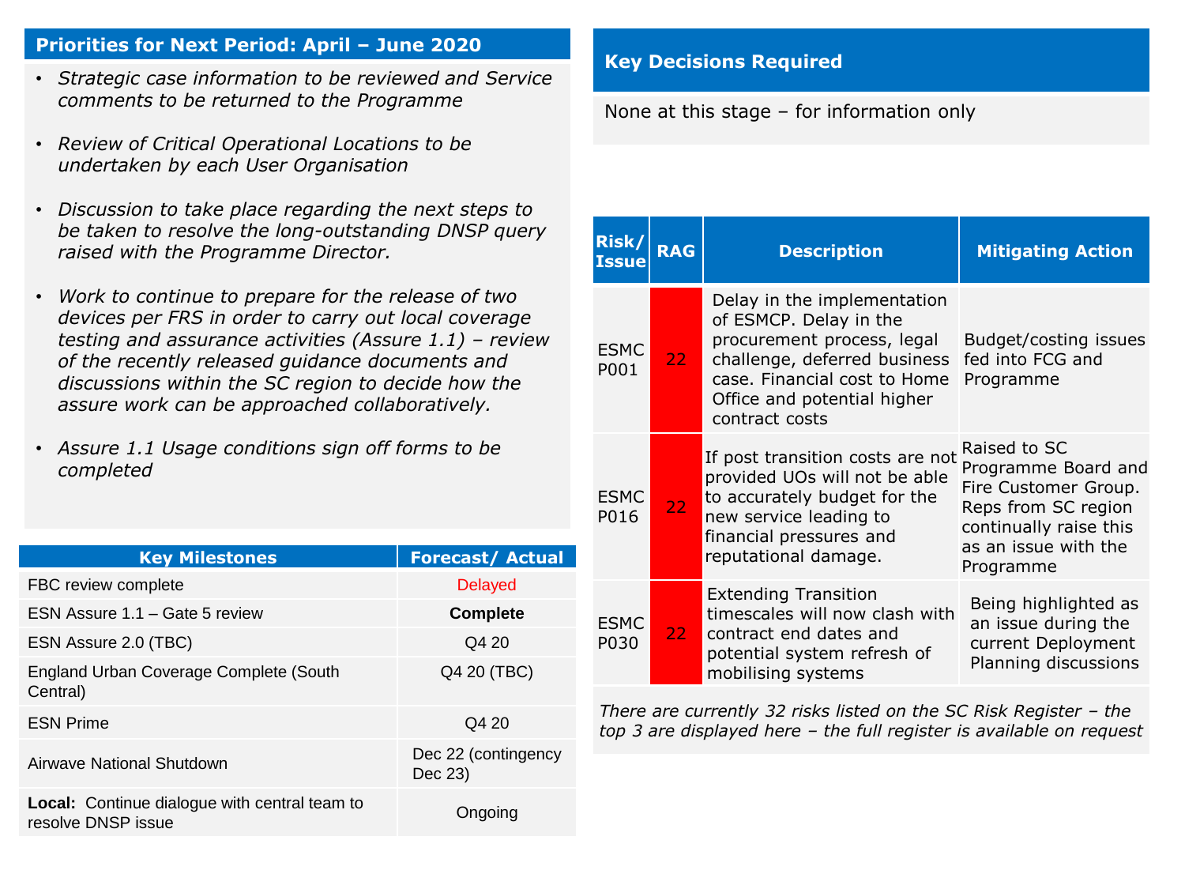## Priorities for Next Period: April – June 2020

- *Strategic case information to be reviewed and Service comments to be returned to the Programme*
- *Review of Critical Operational Locations to be undertaken by each User Organisation*
- *Discussion to take place regarding the next steps to be taken to resolve the long-outstanding DNSP query raised with the Programme Director.*
- *Work to continue to prepare for the release of two devices per FRS in order to carry out local coverage testing and assurance activities (Assure 1.1) – review of the recently released guidance documents and discussions within the SC region to decide how the assure work can be approached collaboratively.*
- *Assure 1.1 Usage conditions sign off forms to be completed*

| Key Milestones | Forecast/ Actual |
|---|---|
| FBC review complete | Delayed |
| ESN Assure 1.1 – Gate 5 review | **Complete** |
| ESN Assure 2.0 (TBC) | Q4 20 |
| England Urban Coverage Complete (South Central) | Q4 20 (TBC) |
| ESN Prime | Q4 20 |
| Airwave National Shutdown | Dec 22 (contingency Dec 23) |
| **Local:** Continue dialogue with central team to resolve DNSP issue | Ongoing |

## Key Decisions Required

None at this stage – for information only

| Risk/ Issue | RAG | Description | Mitigating Action |
|---|---|---|---|
| ESMC P001 | 22 | Delay in the implementation of ESMCP. Delay in the procurement process, legal challenge, deferred business case. Financial cost to Home Office and potential higher contract costs | Budget/costing issues fed into FCG and Programme |
| ESMC P016 | 22 | If post transition costs are not provided UOs will not be able to accurately budget for the new service leading to financial pressures and reputational damage. | Raised to SC Programme Board and Fire Customer Group. Reps from SC region continually raise this as an issue with the Programme |
| ESMC P030 | 22 | Extending Transition timescales will now clash with contract end dates and potential system refresh of mobilising systems | Being highlighted as an issue during the current Deployment Planning discussions |

*There are currently 32 risks listed on the SC Risk Register – the top 3 are displayed here – the full register is available on request*